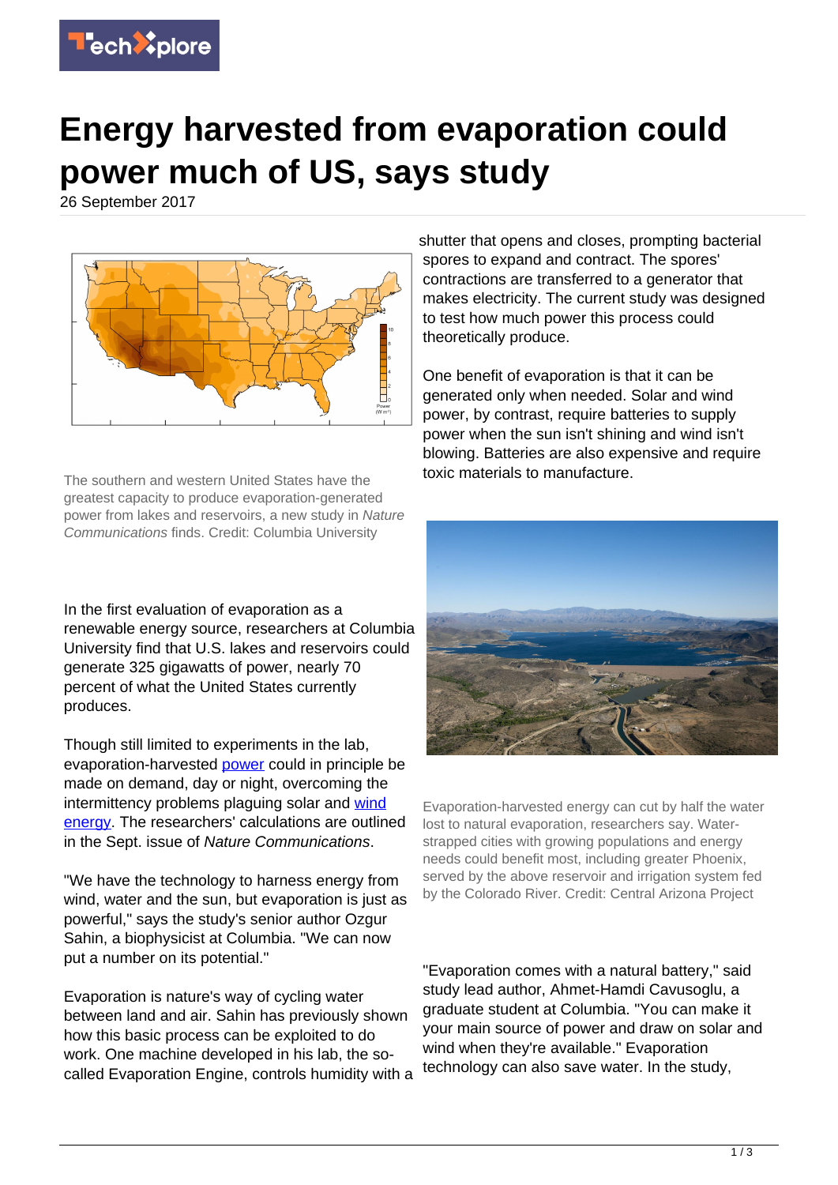# Energy harvested from evaporation could power much of US, says study

26 September 2017

The southern and western United States have the greatest capacity to produce evaporation-generated power from lakes and reservoirs, a new study in *Nature Communications* finds. Credit: Columbia University

In the first evaluation of evaporation as a renewable energy source, researchers at Columbia University find that U.S. lakes and reservoirs could generate 325 gigawatts of power, nearly 70 percent of what the United States currently produces.

Though still limited to experiments in the lab, evaporation-harvested power could in principle be made on demand, day or night, overcoming the intermittency problems plaguing solar and wind energy. The researchers' calculations are outlined in the Sept. issue of *Nature Communications*.

"We have the technology to harness energy from wind, water and the sun, but evaporation is just as powerful," says the study's senior author Ozgur Sahin, a biophysicist at Columbia. "We can now put a number on its potential."

Evaporation is nature's way of cycling water between land and air. Sahin has previously shown how this basic process can be exploited to do work. One machine developed in his lab, the so-called Evaporation Engine, controls humidity with a shutter that opens and closes, prompting bacterial spores to expand and contract. The spores' contractions are transferred to a generator that makes electricity. The current study was designed to test how much power this process could theoretically produce.

One benefit of evaporation is that it can be generated only when needed. Solar and wind power, by contrast, require batteries to supply power when the sun isn't shining and wind isn't blowing. Batteries are also expensive and require toxic materials to manufacture.

Evaporation-harvested energy can cut by half the water lost to natural evaporation, researchers say. Water-strapped cities with growing populations and energy needs could benefit most, including greater Phoenix, served by the above reservoir and irrigation system fed by the Colorado River. Credit: Central Arizona Project

"Evaporation comes with a natural battery," said study lead author, Ahmet-Hamdi Cavusoglu, a graduate student at Columbia. "You can make it your main source of power and draw on solar and wind when they're available." Evaporation technology can also save water. In the study,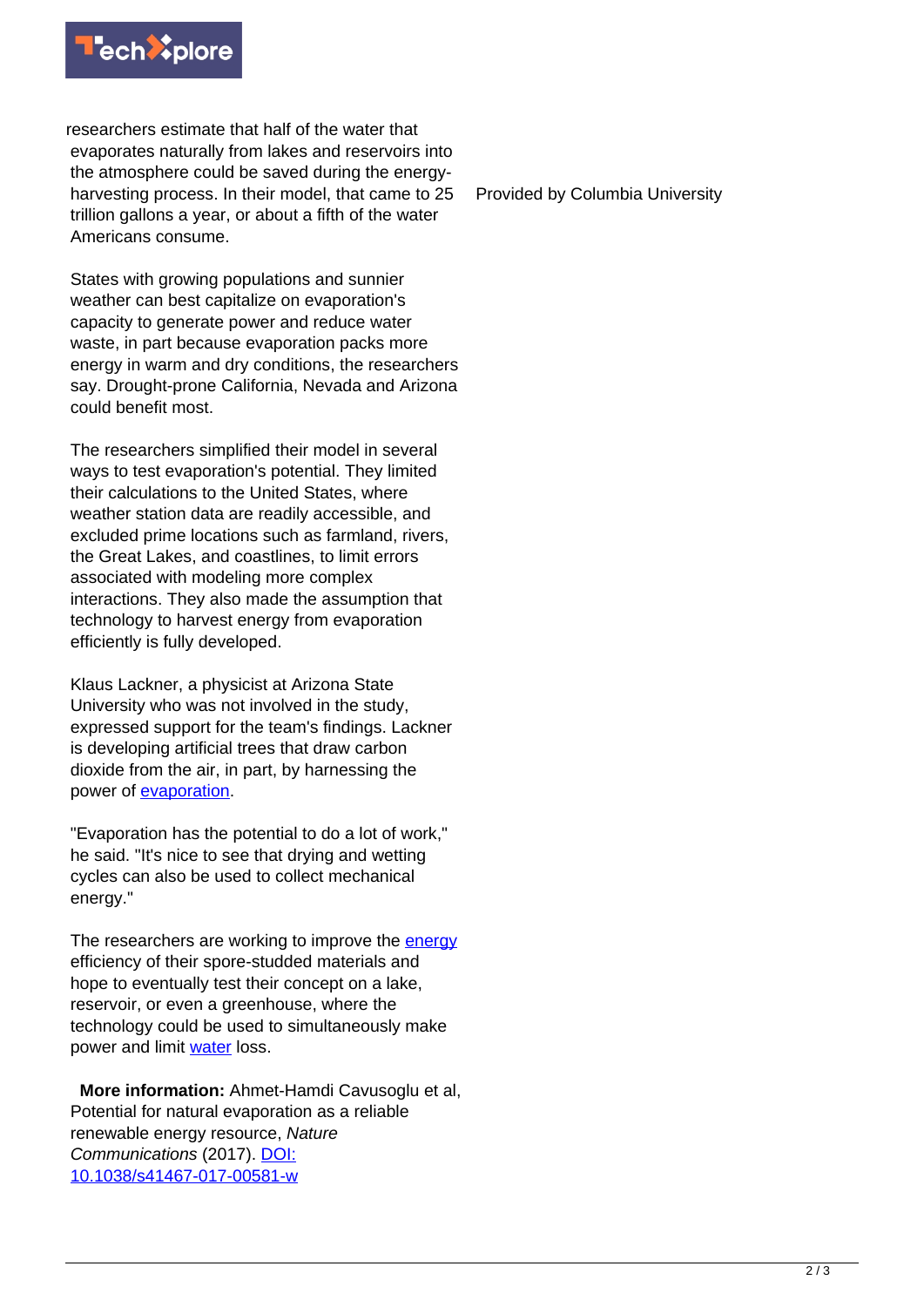researchers estimate that half of the water that evaporates naturally from lakes and reservoirs into the atmosphere could be saved during the energy-harvesting process. In their model, that came to 25 trillion gallons a year, or about a fifth of the water Americans consume.

States with growing populations and sunnier weather can best capitalize on evaporation's capacity to generate power and reduce water waste, in part because evaporation packs more energy in warm and dry conditions, the researchers say. Drought-prone California, Nevada and Arizona could benefit most.

The researchers simplified their model in several ways to test evaporation's potential. They limited their calculations to the United States, where weather station data are readily accessible, and excluded prime locations such as farmland, rivers, the Great Lakes, and coastlines, to limit errors associated with modeling more complex interactions. They also made the assumption that technology to harvest energy from evaporation efficiently is fully developed.

Klaus Lackner, a physicist at Arizona State University who was not involved in the study, expressed support for the team's findings. Lackner is developing artificial trees that draw carbon dioxide from the air, in part, by harnessing the power of evaporation.

"Evaporation has the potential to do a lot of work," he said. "It's nice to see that drying and wetting cycles can also be used to collect mechanical energy."

The researchers are working to improve the energy efficiency of their spore-studded materials and hope to eventually test their concept on a lake, reservoir, or even a greenhouse, where the technology could be used to simultaneously make power and limit water loss.

**More information:** Ahmet-Hamdi Cavusoglu et al, Potential for natural evaporation as a reliable renewable energy resource, *Nature Communications* (2017). DOI: 10.1038/s41467-017-00581-w

Provided by Columbia University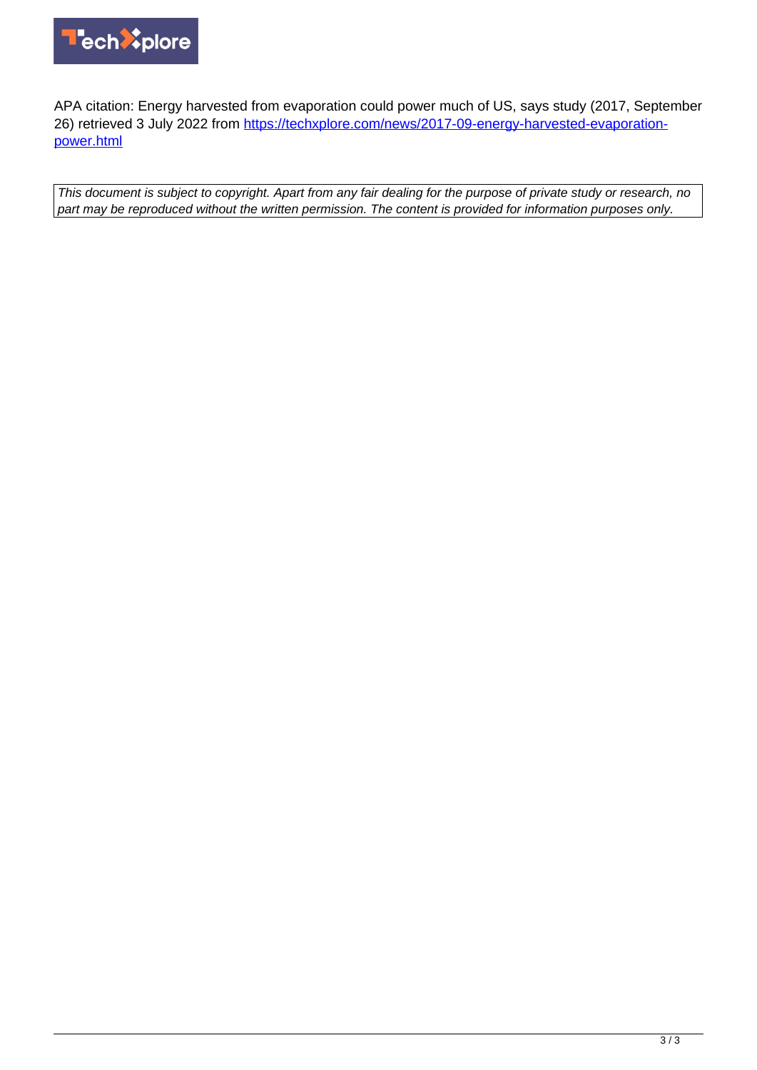APA citation: Energy harvested from evaporation could power much of US, says study (2017, September 26) retrieved 3 July 2022 from [https://techxplore.com/news/2017-09-energy-harvested-evaporation-power.html](https://techxplore.com/news/2017-09-energy-harvested-evaporation-power.html)

*This document is subject to copyright. Apart from any fair dealing for the purpose of private study or research, no part may be reproduced without the written permission. The content is provided for information purposes only.*